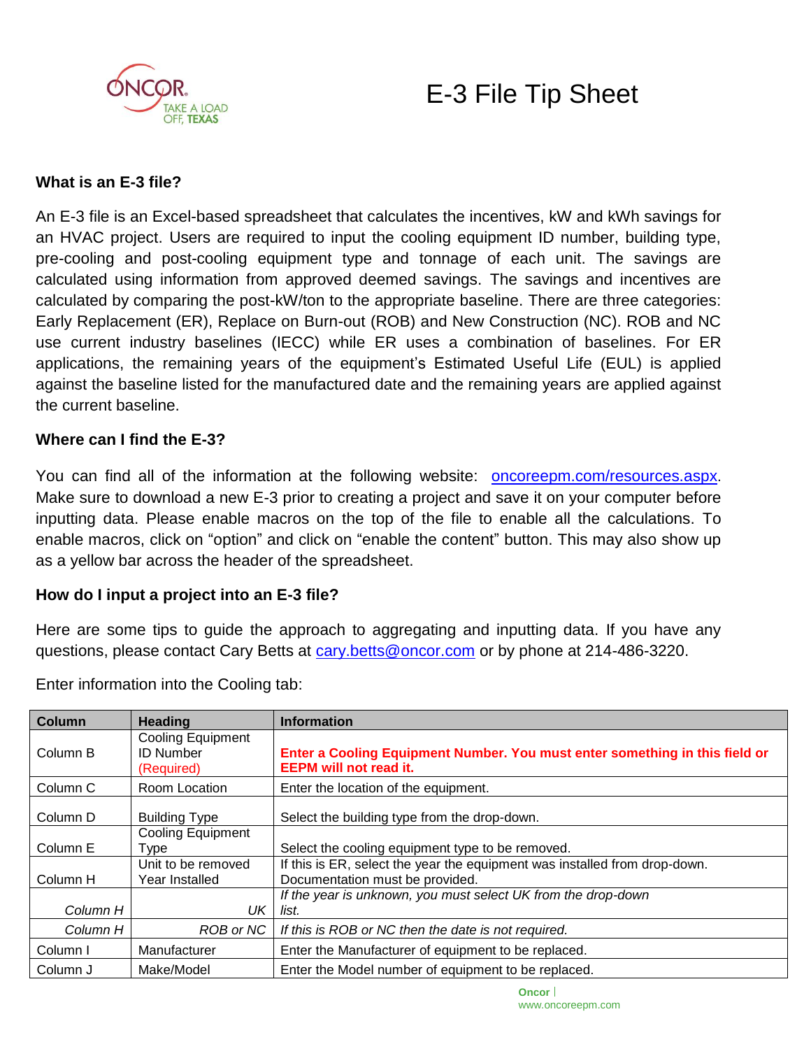# E-3 File Tip Sheet

### What is an E-3 file?

An E-3 file is an Excel-based spreadsheet that calculates the incentives, kW and kWh savings for an HVAC project. Users are required to input the cooling equipment ID number, building type, pre-cooling and post-cooling equipment type and tonnage of each unit. The savings are calculated using information from approved deemed savings. The savings and incentives are calculated by comparing the post-kW/ton to the appropriate baseline. There are three categories: Early Replacement (ER), Replace on Burn-out (ROB) and New Construction (NC). ROB and NC use current industry baselines (IECC) while ER uses a combination of baselines. For ER applications, the remaining years of the equipment's Estimated Useful Life (EUL) is applied against the baseline listed for the manufactured date and the remaining years are applied against the current baseline.

### Where can I find the E-3?

You can find all of the information at the following website: [oncoreepm.com/resources.aspx](oncoreepm.com/resources.aspx). Make sure to download a new E-3 prior to creating a project and save it on your computer before inputting data. Please enable macros on the top of the file to enable all the calculations. To enable macros, click on "option" and click on "enable the content" button. This may also show up as a yellow bar across the header of the spreadsheet.

### How do I input a project into an E-3 file?

Here are some tips to guide the approach to aggregating and inputting data. If you have any questions, please contact Cary Betts at [cary.betts@oncor.com](mailto:cary.betts@oncor.com) or by phone at 214-486-3220.

Enter information into the Cooling tab:

| Column | Heading | Information |
|---|---|---|
| Column B | Cooling Equipment ID Number (Required) | **Enter a Cooling Equipment Number. You must enter something in this field or EEPM will not read it.** |
| Column C | Room Location | Enter the location of the equipment. |
| Column D | Building Type | Select the building type from the drop-down. |
| Column E | Cooling Equipment Type | Select the cooling equipment type to be removed. |
| Column H | Unit to be removed Year Installed | If this is ER, select the year the equipment was installed from drop-down. Documentation must be provided. |
| *Column H* | *UK* | *If the year is unknown, you must select UK from the drop-down list.* |
| *Column H* | *ROB or NC* | *If this is ROB or NC then the date is not required.* |
| Column I | Manufacturer | Enter the Manufacturer of equipment to be replaced. |
| Column J | Make/Model | Enter the Model number of equipment to be replaced. |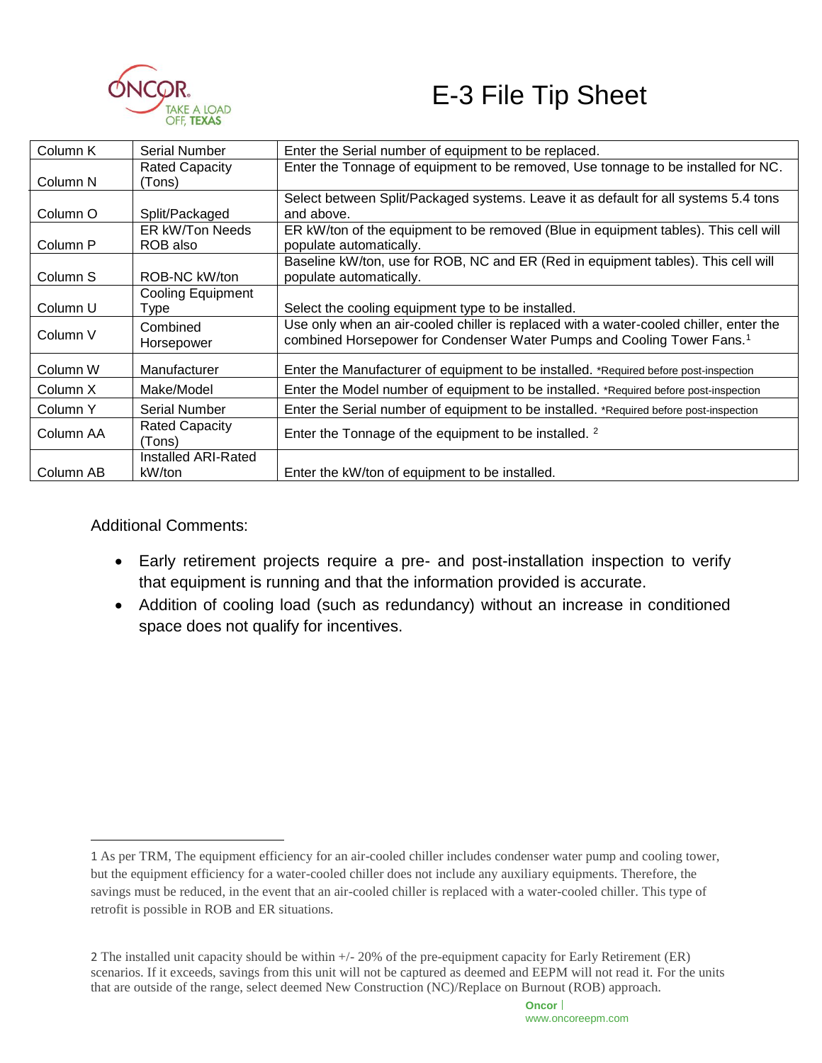# E-3 File Tip Sheet

| | | |
|---|---|---|
| Column K | Serial Number | Enter the Serial number of equipment to be replaced. |
| Column N | Rated Capacity (Tons) | Enter the Tonnage of equipment to be removed, Use tonnage to be installed for NC. |
| Column O | Split/Packaged | Select between Split/Packaged systems. Leave it as default for all systems 5.4 tons and above. |
| Column P | ER kW/Ton Needs ROB also | ER kW/ton of the equipment to be removed (Blue in equipment tables). This cell will populate automatically. |
| Column S | ROB-NC kW/ton | Baseline kW/ton, use for ROB, NC and ER (Red in equipment tables). This cell will populate automatically. |
| Column U | Cooling Equipment Type | Select the cooling equipment type to be installed. |
| Column V | Combined Horsepower | Use only when an air-cooled chiller is replaced with a water-cooled chiller, enter the combined Horsepower for Condenser Water Pumps and Cooling Tower Fans.[1] |
| Column W | Manufacturer | Enter the Manufacturer of equipment to be installed. *Required before post-inspection |
| Column X | Make/Model | Enter the Model number of equipment to be installed. *Required before post-inspection |
| Column Y | Serial Number | Enter the Serial number of equipment to be installed. *Required before post-inspection |
| Column AA | Rated Capacity (Tons) | Enter the Tonnage of the equipment to be installed. [2] |
| Column AB | Installed ARI-Rated kW/ton | Enter the kW/ton of equipment to be installed. |

Additional Comments:

- Early retirement projects require a pre- and post-installation inspection to verify that equipment is running and that the information provided is accurate.
- Addition of cooling load (such as redundancy) without an increase in conditioned space does not qualify for incentives.

---

1 As per TRM, The equipment efficiency for an air-cooled chiller includes condenser water pump and cooling tower, but the equipment efficiency for a water-cooled chiller does not include any auxiliary equipments. Therefore, the savings must be reduced, in the event that an air-cooled chiller is replaced with a water-cooled chiller. This type of retrofit is possible in ROB and ER situations.

2 The installed unit capacity should be within +/- 20% of the pre-equipment capacity for Early Retirement (ER) scenarios. If it exceeds, savings from this unit will not be captured as deemed and EEPM will not read it. For the units that are outside of the range, select deemed New Construction (NC)/Replace on Burnout (ROB) approach.